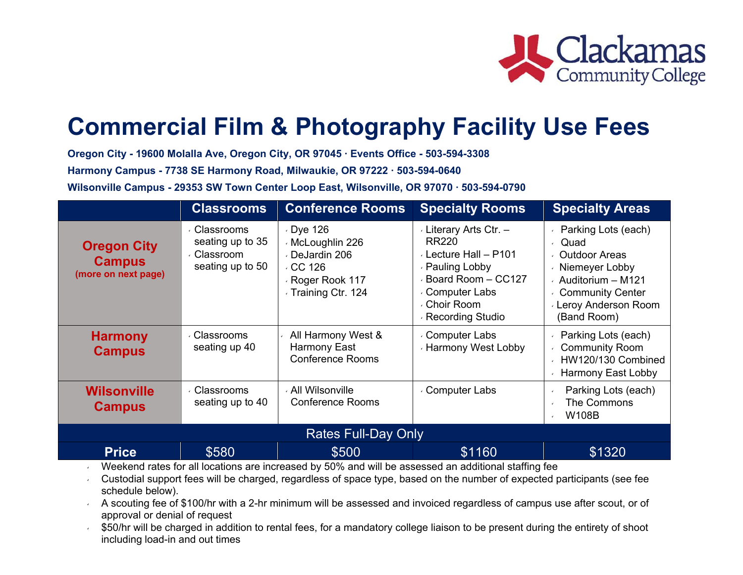# Commercial Film & Photography Facility Use Fees

**Oregon City - 19600 Molalla Ave, Oregon City, OR 97045 · Events Office - 503-594-3308**

**Harmony Campus - 7738 SE Harmony Road, Milwaukie, OR 97222 · 503-594-0640**

**Wilsonville Campus - 29353 SW Town Center Loop East, Wilsonville, OR 97070 · 503-594-0790**

| | Classrooms | Conference Rooms | Specialty Rooms | Specialty Areas |
|---|---|---|---|---|
| **Oregon City Campus** (more on next page) | Classrooms seating up to 35<br>Classroom seating up to 50 | Dye 126<br>McLoughlin 226<br>DeJardin 206<br>CC 126<br>Roger Rook 117<br>Training Ctr. 124 | Literary Arts Ctr. – RR220<br>Lecture Hall – P101<br>Pauling Lobby<br>Board Room – CC127<br>Computer Labs<br>Choir Room<br>Recording Studio | Parking Lots (each)<br>Quad<br>Outdoor Areas<br>Niemeyer Lobby<br>Auditorium – M121<br>Community Center<br>Leroy Anderson Room (Band Room) |
| **Harmony Campus** | Classrooms seating up 40 | All Harmony West & Harmony East Conference Rooms | Computer Labs<br>Harmony West Lobby | Parking Lots (each)<br>Community Room<br>HW120/130 Combined<br>Harmony East Lobby |
| **Wilsonville Campus** | Classrooms seating up to 40 | All Wilsonville Conference Rooms | Computer Labs | Parking Lots (each)<br>The Commons<br>W108B |
| Rates Full-Day Only | | | | |
| **Price** | $580 | $500 | $1160 | $1320 |

- Weekend rates for all locations are increased by 50% and will be assessed an additional staffing fee
- Custodial support fees will be charged, regardless of space type, based on the number of expected participants (see fee schedule below).
- A scouting fee of $100/hr with a 2-hr minimum will be assessed and invoiced regardless of campus use after scout, or of approval or denial of request
- $50/hr will be charged in addition to rental fees, for a mandatory college liaison to be present during the entirety of shoot including load-in and out times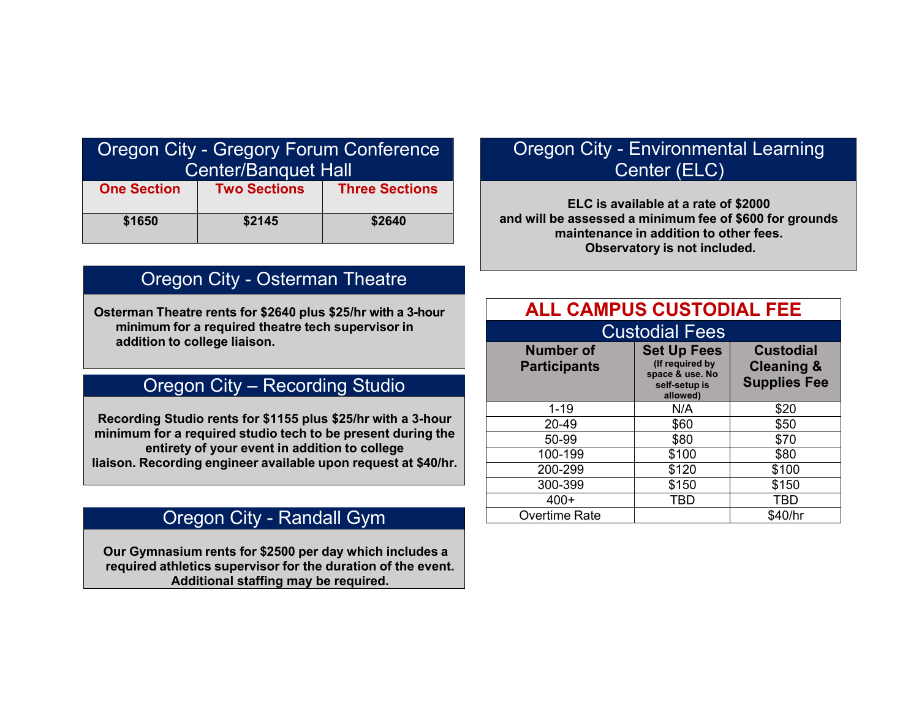## Oregon City - Gregory Forum Conference Center/Banquet Hall

| One Section | Two Sections | Three Sections |
|---|---|---|
| $1650 | $2145 | $2640 |

## Oregon City - Osterman Theatre

**Osterman Theatre rents for $2640 plus $25/hr with a 3-hour minimum for a required theatre tech supervisor in addition to college liaison.**

## Oregon City – Recording Studio

**Recording Studio rents for $1155 plus $25/hr with a 3-hour minimum for a required studio tech to be present during the entirety of your event in addition to college liaison. Recording engineer available upon request at $40/hr.**

## Oregon City - Randall Gym

**Our Gymnasium rents for $2500 per day which includes a required athletics supervisor for the duration of the event. Additional staffing may be required.**

## Oregon City - Environmental Learning Center (ELC)

**ELC is available at a rate of $2000 and will be assessed a minimum fee of $600 for grounds maintenance in addition to other fees. Observatory is not included.**

## ALL CAMPUS CUSTODIAL FEE

### Custodial Fees

| Number of Participants | Set Up Fees (If required by space & use. No self-setup is allowed) | Custodial Cleaning & Supplies Fee |
|---|---|---|
| 1-19 | N/A | $20 |
| 20-49 | $60 | $50 |
| 50-99 | $80 | $70 |
| 100-199 | $100 | $80 |
| 200-299 | $120 | $100 |
| 300-399 | $150 | $150 |
| 400+ | TBD | TBD |
| Overtime Rate | | $40/hr |